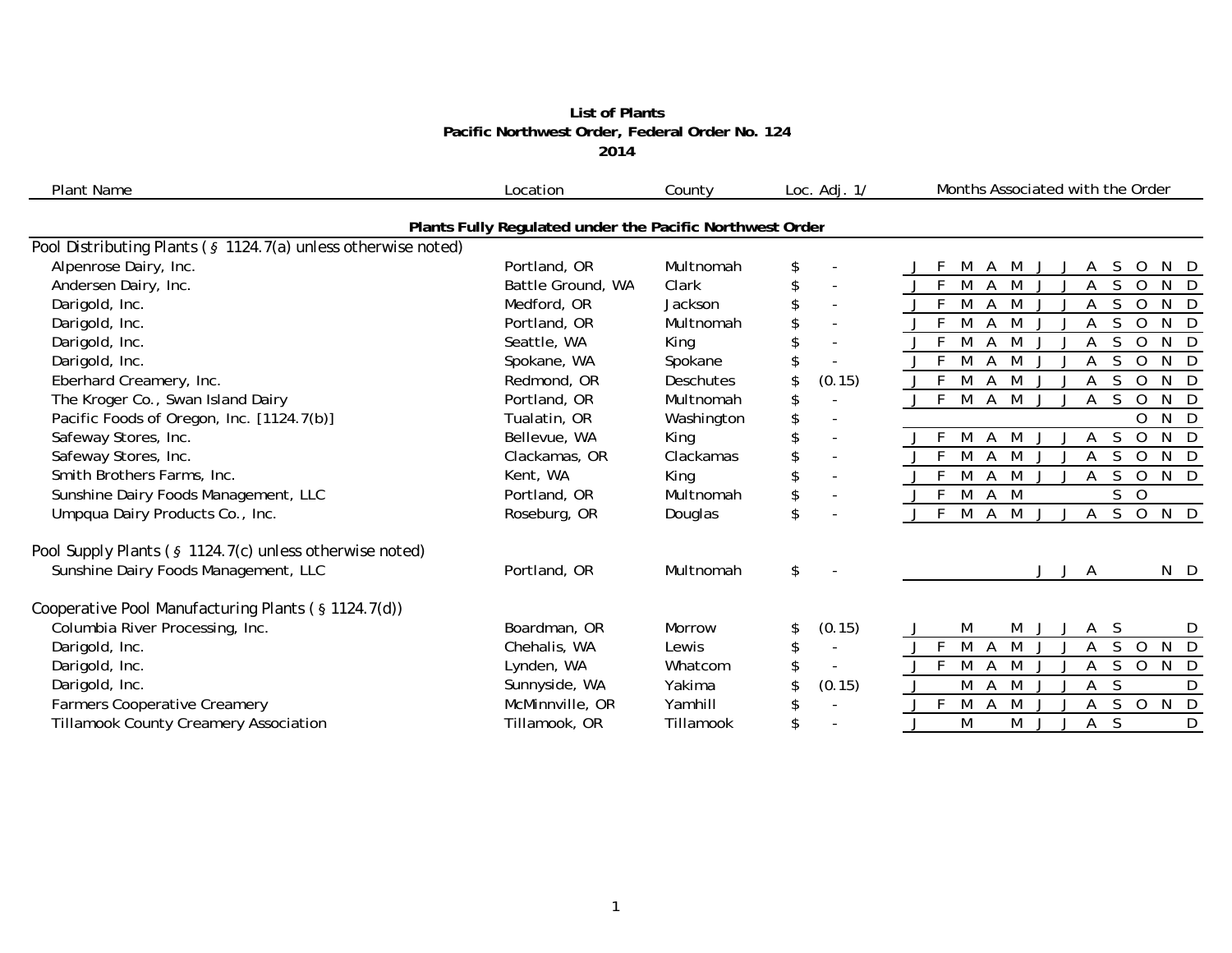**List of Plants**
**Pacific Northwest Order, Federal Order No. 124**
**2014**

| Plant Name | Location | County | Loc. Adj. 1/ | Months Associated with the Order | | | | | | | | | | | |
|---|---|---|---|---|---|---|---|---|---|---|---|---|---|---|---|
| | | | | J | F | M | A | M | J | J | A | S | O | N | D |
| **Plants Fully Regulated under the Pacific Northwest Order** | | | | | | | | | | | | | | | |
| Pool Distributing Plants (§ 1124.7(a) unless otherwise noted) | | | | | | | | | | | | | | | |
| Alpenrose Dairy, Inc. | Portland, OR | Multnomah | $ - | J | F | M | A | M | J | J | A | S | O | N | D |
| Andersen Dairy, Inc. | Battle Ground, WA | Clark | $ - | J | F | M | A | M | J | J | A | S | O | N | D |
| Darigold, Inc. | Medford, OR | Jackson | $ - | J | F | M | A | M | J | J | A | S | O | N | D |
| Darigold, Inc. | Portland, OR | Multnomah | $ - | J | F | M | A | M | J | J | A | S | O | N | D |
| Darigold, Inc. | Seattle, WA | King | $ - | J | F | M | A | M | J | J | A | S | O | N | D |
| Darigold, Inc. | Spokane, WA | Spokane | $ - | J | F | M | A | M | J | J | A | S | O | N | D |
| Eberhard Creamery, Inc. | Redmond, OR | Deschutes | $ (0.15) | J | F | M | A | M | J | J | A | S | O | N | D |
| The Kroger Co., Swan Island Dairy | Portland, OR | Multnomah | $ - | J | F | M | A | M | J | J | A | S | O | N | D |
| Pacific Foods of Oregon, Inc. [1124.7(b)] | Tualatin, OR | Washington | $ - | | | | | | | | | | O | N | D |
| Safeway Stores, Inc. | Bellevue, WA | King | $ - | J | F | M | A | M | J | J | A | S | O | N | D |
| Safeway Stores, Inc. | Clackamas, OR | Clackamas | $ - | J | F | M | A | M | J | J | A | S | O | N | D |
| Smith Brothers Farms, Inc. | Kent, WA | King | $ - | J | F | M | A | M | J | J | A | S | O | N | D |
| Sunshine Dairy Foods Management, LLC | Portland, OR | Multnomah | $ - | J | F | M | A | M | | | | S | O | | |
| Umpqua Dairy Products Co., Inc. | Roseburg, OR | Douglas | $ - | J | F | M | A | M | J | J | A | S | O | N | D |
| Pool Supply Plants (§ 1124.7(c) unless otherwise noted) | | | | | | | | | | | | | | | |
| Sunshine Dairy Foods Management, LLC | Portland, OR | Multnomah | $ - | | | | | | J | J | A | | | N | D |
| Cooperative Pool Manufacturing Plants (§ 1124.7(d)) | | | | | | | | | | | | | | | |
| Columbia River Processing, Inc. | Boardman, OR | Morrow | $ (0.15) | J | | M | | M | J | J | A | S | | | D |
| Darigold, Inc. | Chehalis, WA | Lewis | $ - | J | F | M | A | M | J | J | A | S | O | N | D |
| Darigold, Inc. | Lynden, WA | Whatcom | $ - | J | F | M | A | M | J | J | A | S | O | N | D |
| Darigold, Inc. | Sunnyside, WA | Yakima | $ (0.15) | J | | M | A | M | J | J | A | S | | | D |
| Farmers Cooperative Creamery | McMinnville, OR | Yamhill | $ - | J | F | M | A | M | J | J | A | S | O | N | D |
| Tillamook County Creamery Association | Tillamook, OR | Tillamook | $ - | J | | M | | M | J | J | A | S | | | D |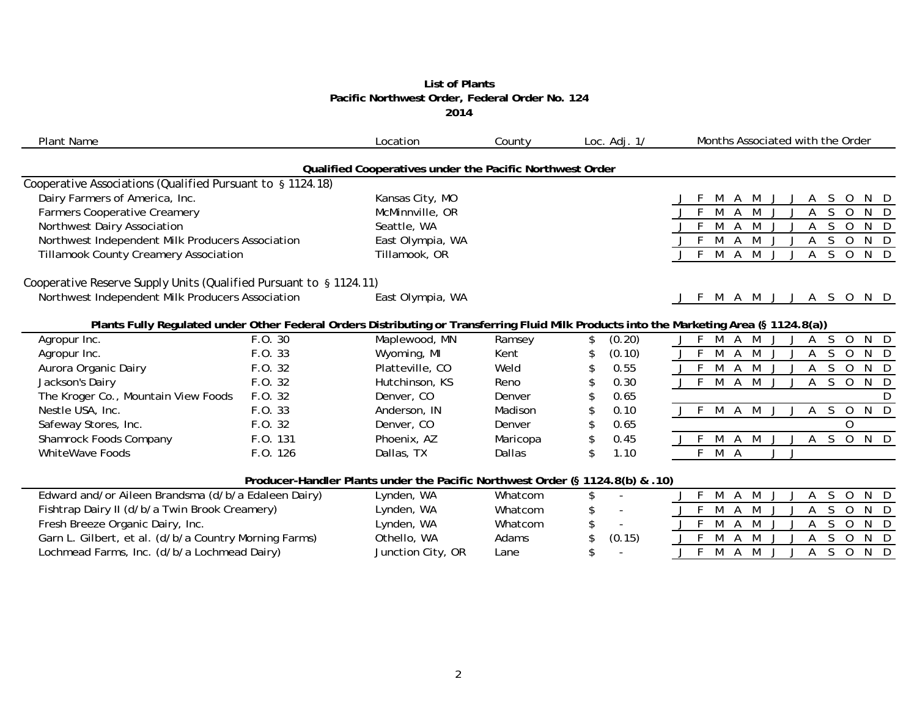# List of Plants
## Pacific Northwest Order, Federal Order No. 124
## 2014

| Plant Name | | Location | County | Loc. Adj. 1/ | Months Associated with the Order |
|---|---|---|---|---|---|
| **Qualified Cooperatives under the Pacific Northwest Order** | | | | | |
| Cooperative Associations (Qualified Pursuant to § 1124.18) | | | | | |
| Dairy Farmers of America, Inc. | | Kansas City, MO | | | J F M A M J J A S O N D |
| Farmers Cooperative Creamery | | McMinnville, OR | | | J F M A M J J A S O N D |
| Northwest Dairy Association | | Seattle, WA | | | J F M A M J J A S O N D |
| Northwest Independent Milk Producers Association | | East Olympia, WA | | | J F M A M J J A S O N D |
| Tillamook County Creamery Association | | Tillamook, OR | | | J F M A M J J A S O N D |
| Cooperative Reserve Supply Units (Qualified Pursuant to § 1124.11) | | | | | |
| Northwest Independent Milk Producers Association | | East Olympia, WA | | | J F M A M J J A S O N D |
| **Plants Fully Regulated under Other Federal Orders Distributing or Transferring Fluid Milk Products into the Marketing Area (§ 1124.8(a))** | | | | | |
| Agropur Inc. | F.O. 30 | Maplewood, MN | Ramsey | $ (0.20) | J F M A M J J A S O N D |
| Agropur Inc. | F.O. 33 | Wyoming, MI | Kent | $ (0.10) | J F M A M J J A S O N D |
| Aurora Organic Dairy | F.O. 32 | Platteville, CO | Weld | $ 0.55 | J F M A M J J A S O N D |
| Jackson's Dairy | F.O. 32 | Hutchinson, KS | Reno | $ 0.30 | J F M A M J J A S O N D |
| The Kroger Co., Mountain View Foods | F.O. 32 | Denver, CO | Denver | $ 0.65 | D |
| Nestle USA, Inc. | F.O. 33 | Anderson, IN | Madison | $ 0.10 | J F M A M J J A S O N D |
| Safeway Stores, Inc. | F.O. 32 | Denver, CO | Denver | $ 0.65 | O |
| Shamrock Foods Company | F.O. 131 | Phoenix, AZ | Maricopa | $ 0.45 | J F M A M J J A S O N D |
| WhiteWave Foods | F.O. 126 | Dallas, TX | Dallas | $ 1.10 | F M A J J |
| **Producer-Handler Plants under the Pacific Northwest Order (§ 1124.8(b) & .10)** | | | | | |
| Edward and/or Aileen Brandsma (d/b/a Edaleen Dairy) | | Lynden, WA | Whatcom | $ - | J F M A M J J A S O N D |
| Fishtrap Dairy II (d/b/a Twin Brook Creamery) | | Lynden, WA | Whatcom | $ - | J F M A M J J A S O N D |
| Fresh Breeze Organic Dairy, Inc. | | Lynden, WA | Whatcom | $ - | J F M A M J J A S O N D |
| Garn L. Gilbert, et al. (d/b/a Country Morning Farms) | | Othello, WA | Adams | $ (0.15) | J F M A M J J A S O N D |
| Lochmead Farms, Inc. (d/b/a Lochmead Dairy) | | Junction City, OR | Lane | $ - | J F M A M J J A S O N D |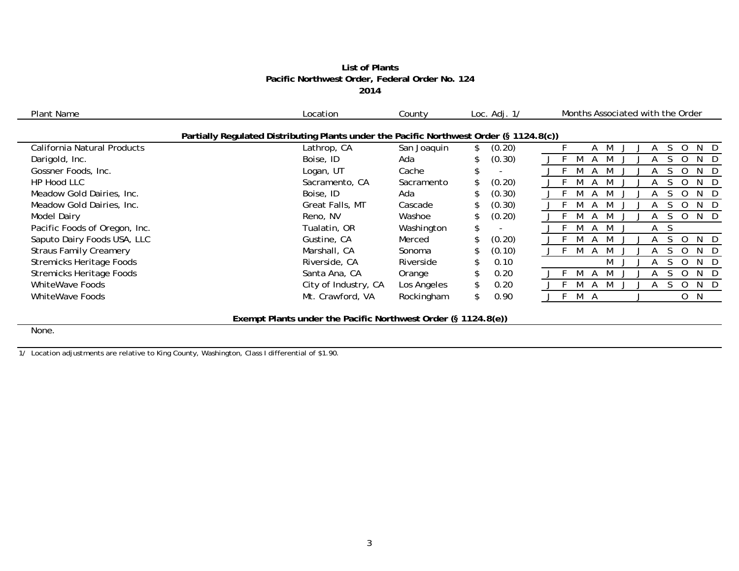# List of Plants
## Pacific Northwest Order, Federal Order No. 124
## 2014

| Plant Name | Location | County | Loc. Adj. 1/ | Months Associated with the Order |
|---|---|---|---|---|
| **Partially Regulated Distributing Plants under the Pacific Northwest Order (§ 1124.8(c))** | | | | |
| California Natural Products | Lathrop, CA | San Joaquin | $ (0.20) | F A M J J A S O N D |
| Darigold, Inc. | Boise, ID | Ada | $ (0.30) | J F M A M J J A S O N D |
| Gossner Foods, Inc. | Logan, UT | Cache | $ - | J F M A M J J A S O N D |
| HP Hood LLC | Sacramento, CA | Sacramento | $ (0.20) | J F M A M J J A S O N D |
| Meadow Gold Dairies, Inc. | Boise, ID | Ada | $ (0.30) | J F M A M J J A S O N D |
| Meadow Gold Dairies, Inc. | Great Falls, MT | Cascade | $ (0.30) | J F M A M J J A S O N D |
| Model Dairy | Reno, NV | Washoe | $ (0.20) | J F M A M J J A S O N D |
| Pacific Foods of Oregon, Inc. | Tualatin, OR | Washington | $ - | J F M A M J A S |
| Saputo Dairy Foods USA, LLC | Gustine, CA | Merced | $ (0.20) | J F M A M J J A S O N D |
| Straus Family Creamery | Marshall, CA | Sonoma | $ (0.10) | J F M A M J J A S O N D |
| Stremicks Heritage Foods | Riverside, CA | Riverside | $ 0.10 | M J J A S O N D |
| Stremicks Heritage Foods | Santa Ana, CA | Orange | $ 0.20 | J F M A M J J A S O N D |
| WhiteWave Foods | City of Industry, CA | Los Angeles | $ 0.20 | J F M A M J J A S O N D |
| WhiteWave Foods | Mt. Crawford, VA | Rockingham | $ 0.90 | J F M A J O N |

**Exempt Plants under the Pacific Northwest Order (§ 1124.8(e))**

None.

1/ Location adjustments are relative to King County, Washington, Class I differential of $1.90.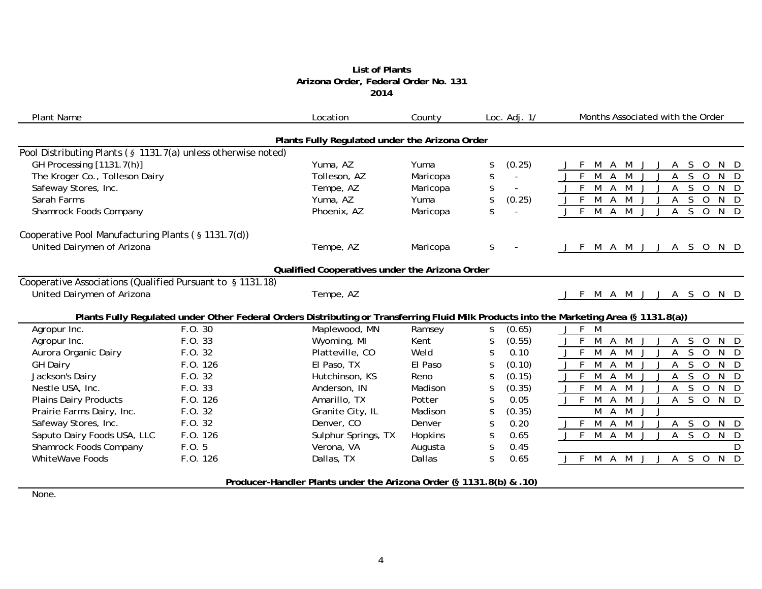**List of Plants**
**Arizona Order, Federal Order No. 131**
**2014**

| Plant Name | | Location | County | Loc. Adj. 1/ | J | F | M | A | M | J | J | A | S | O | N | D |
|---|---|---|---|---|---|---|---|---|---|---|---|---|---|---|---|---|
| **Plants Fully Regulated under the Arizona Order** | | | | | | | | | | | | | | | | |
| Pool Distributing Plants (§ 1131.7(a) unless otherwise noted) | | | | | | | | | | | | | | | | |
| GH Processing [1131.7(h)] | | Yuma, AZ | Yuma | $ (0.25) | J | F | M | A | M | J | J | A | S | O | N | D |
| The Kroger Co., Tolleson Dairy | | Tolleson, AZ | Maricopa | $ - | J | F | M | A | M | J | J | A | S | O | N | D |
| Safeway Stores, Inc. | | Tempe, AZ | Maricopa | $ - | J | F | M | A | M | J | J | A | S | O | N | D |
| Sarah Farms | | Yuma, AZ | Yuma | $ (0.25) | J | F | M | A | M | J | J | A | S | O | N | D |
| Shamrock Foods Company | | Phoenix, AZ | Maricopa | $ - | J | F | M | A | M | J | J | A | S | O | N | D |
| Cooperative Pool Manufacturing Plants (§ 1131.7(d)) | | | | | | | | | | | | | | | | |
| United Dairymen of Arizona | | Tempe, AZ | Maricopa | $ - | J | F | M | A | M | J | J | A | S | O | N | D |
| **Qualified Cooperatives under the Arizona Order** | | | | | | | | | | | | | | | | |
| Cooperative Associations (Qualified Pursuant to § 1131.18) | | | | | | | | | | | | | | | | |
| United Dairymen of Arizona | | Tempe, AZ | | | J | F | M | A | M | J | J | A | S | O | N | D |
| **Plants Fully Regulated under Other Federal Orders Distributing or Transferring Fluid Milk Products into the Marketing Area (§ 1131.8(a))** | | | | | | | | | | | | | | | | |
| Agropur Inc. | F.O. 30 | Maplewood, MN | Ramsey | $ (0.65) | J | F | M | | | | | | | | | |
| Agropur Inc. | F.O. 33 | Wyoming, MI | Kent | $ (0.55) | J | F | M | A | M | J | J | A | S | O | N | D |
| Aurora Organic Dairy | F.O. 32 | Platteville, CO | Weld | $ 0.10 | J | F | M | A | M | J | J | A | S | O | N | D |
| GH Dairy | F.O. 126 | El Paso, TX | El Paso | $ (0.10) | J | F | M | A | M | J | J | A | S | O | N | D |
| Jackson's Dairy | F.O. 32 | Hutchinson, KS | Reno | $ (0.15) | J | F | M | A | M | J | J | A | S | O | N | D |
| Nestle USA, Inc. | F.O. 33 | Anderson, IN | Madison | $ (0.35) | J | F | M | A | M | J | J | A | S | O | N | D |
| Plains Dairy Products | F.O. 126 | Amarillo, TX | Potter | $ 0.05 | J | F | M | A | M | J | J | A | S | O | N | D |
| Prairie Farms Dairy, Inc. | F.O. 32 | Granite City, IL | Madison | $ (0.35) | | | M | A | M | J | J | | | | | |
| Safeway Stores, Inc. | F.O. 32 | Denver, CO | Denver | $ 0.20 | J | F | M | A | M | J | J | A | S | O | N | D |
| Saputo Dairy Foods USA, LLC | F.O. 126 | Sulphur Springs, TX | Hopkins | $ 0.65 | J | F | M | A | M | J | J | A | S | O | N | D |
| Shamrock Foods Company | F.O. 5 | Verona, VA | Augusta | $ 0.45 | | | | | | | | | | | | D |
| WhiteWave Foods | F.O. 126 | Dallas, TX | Dallas | $ 0.65 | J | F | M | A | M | J | J | A | S | O | N | D |
| **Producer-Handler Plants under the Arizona Order (§ 1131.8(b) & .10)** | | | | | | | | | | | | | | | | |
| None. | | | | | | | | | | | | | | | | |

Note: The month columns (J through D) fall under the heading "Months Associated with the Order".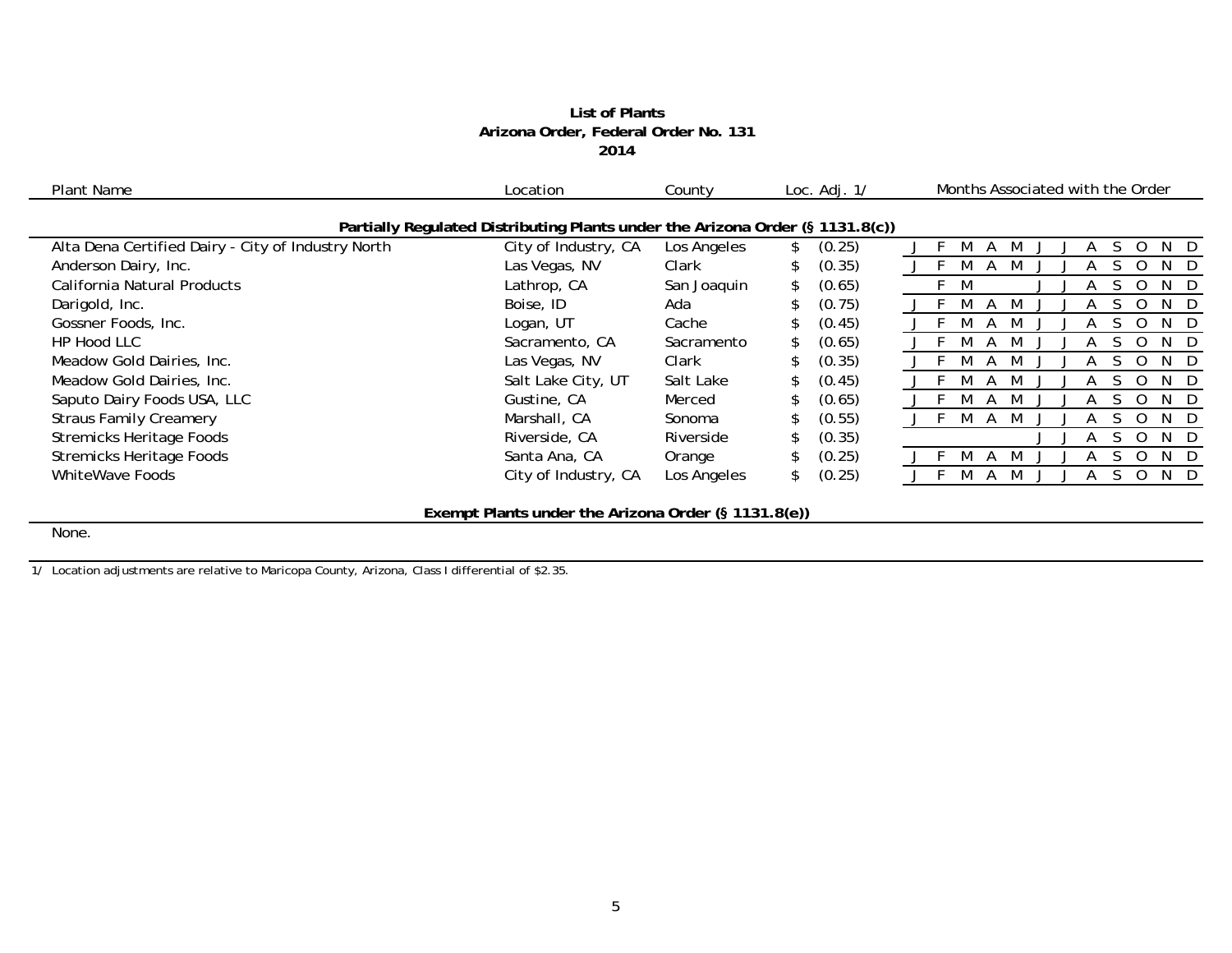**List of Plants**
**Arizona Order, Federal Order No. 131**
**2014**

| Plant Name | Location | County | Loc. Adj. 1/ | Months Associated with the Order |
|---|---|---|---|---|
| **Partially Regulated Distributing Plants under the Arizona Order (§ 1131.8(c))** | | | | |
| Alta Dena Certified Dairy - City of Industry North | City of Industry, CA | Los Angeles | $ (0.25) | J F M A M J J A S O N D |
| Anderson Dairy, Inc. | Las Vegas, NV | Clark | $ (0.35) | J F M A M J J A S O N D |
| California Natural Products | Lathrop, CA | San Joaquin | $ (0.65) | F M J J A S O N D |
| Darigold, Inc. | Boise, ID | Ada | $ (0.75) | J F M A M J J A S O N D |
| Gossner Foods, Inc. | Logan, UT | Cache | $ (0.45) | J F M A M J J A S O N D |
| HP Hood LLC | Sacramento, CA | Sacramento | $ (0.65) | J F M A M J J A S O N D |
| Meadow Gold Dairies, Inc. | Las Vegas, NV | Clark | $ (0.35) | J F M A M J J A S O N D |
| Meadow Gold Dairies, Inc. | Salt Lake City, UT | Salt Lake | $ (0.45) | J F M A M J J A S O N D |
| Saputo Dairy Foods USA, LLC | Gustine, CA | Merced | $ (0.65) | J F M A M J J A S O N D |
| Straus Family Creamery | Marshall, CA | Sonoma | $ (0.55) | J F M A M J J A S O N D |
| Stremicks Heritage Foods | Riverside, CA | Riverside | $ (0.35) | J J A S O N D |
| Stremicks Heritage Foods | Santa Ana, CA | Orange | $ (0.25) | J F M A M J J A S O N D |
| WhiteWave Foods | City of Industry, CA | Los Angeles | $ (0.25) | J F M A M J J A S O N D |

**Exempt Plants under the Arizona Order (§ 1131.8(e))**

None.

1/ Location adjustments are relative to Maricopa County, Arizona, Class I differential of $2.35.